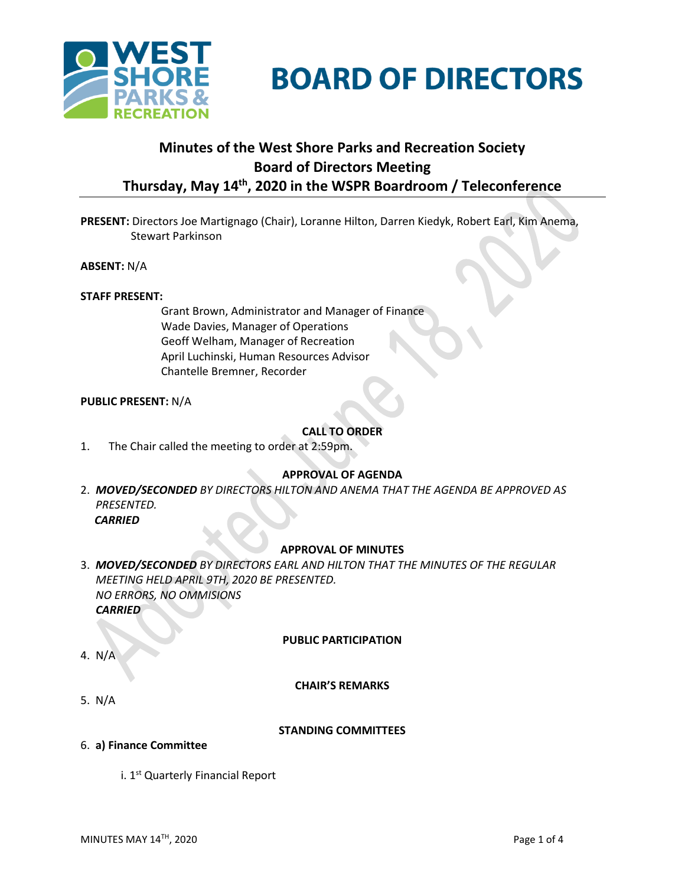# BOARD OF DIRECTORS

## Minutes of the West Shore Parks and Recreation Society Board of Directors Meeting Thursday, May 14th, 2020 in the WSPR Boardroom / Teleconference

**PRESENT:** Directors Joe Martignago (Chair), Loranne Hilton, Darren Kiedyk, Robert Earl, Kim Anema, Stewart Parkinson

**ABSENT:** N/A

**STAFF PRESENT:**

Grant Brown, Administrator and Manager of Finance
Wade Davies, Manager of Operations
Geoff Welham, Manager of Recreation
April Luchinski, Human Resources Advisor
Chantelle Bremner, Recorder

**PUBLIC PRESENT:** N/A

### CALL TO ORDER

1. The Chair called the meeting to order at 2:59pm.

### APPROVAL OF AGENDA

2. ***MOVED/SECONDED*** *BY DIRECTORS HILTON AND ANEMA THAT THE AGENDA BE APPROVED AS PRESENTED.*
   ***CARRIED***

### APPROVAL OF MINUTES

3. ***MOVED/SECONDED*** *BY DIRECTORS EARL AND HILTON THAT THE MINUTES OF THE REGULAR MEETING HELD APRIL 9TH, 2020 BE PRESENTED.*
   *NO ERRORS, NO OMMISIONS*
   ***CARRIED***

### PUBLIC PARTICIPATION

4. N/A

### CHAIR'S REMARKS

5. N/A

### STANDING COMMITTEES

6. **a) Finance Committee**

   i. 1st Quarterly Financial Report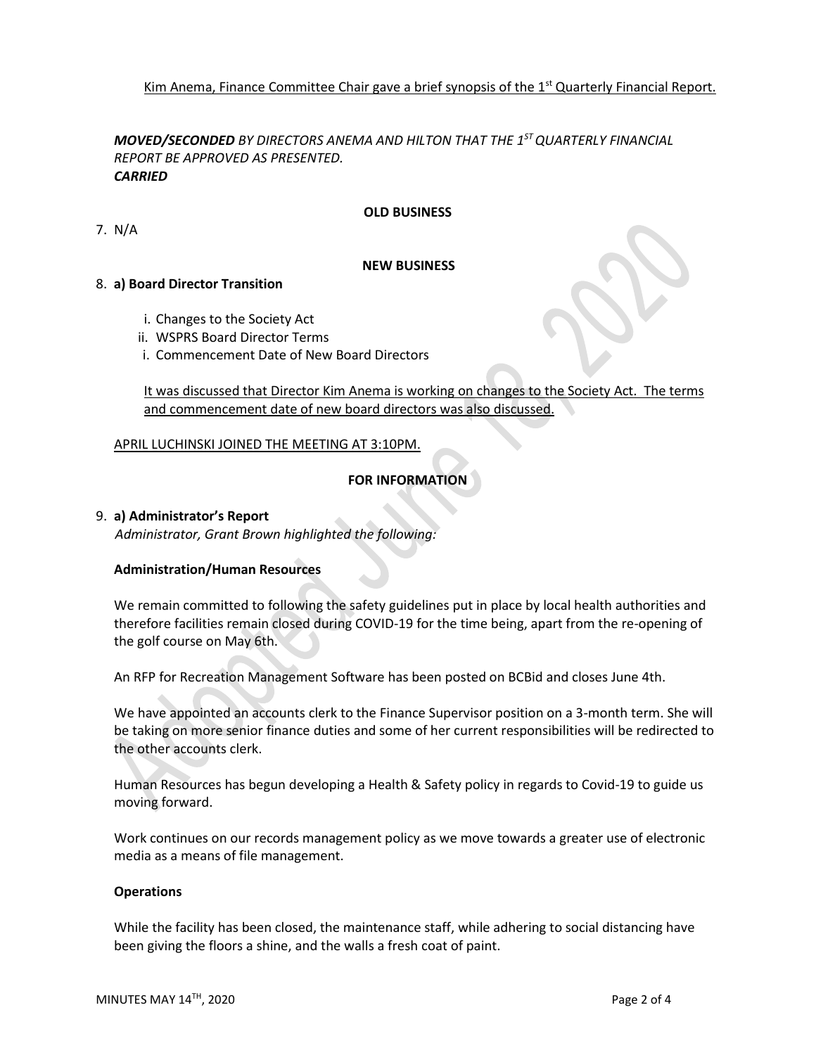Kim Anema, Finance Committee Chair gave a brief synopsis of the 1st Quarterly Financial Report.

***MOVED/SECONDED** BY DIRECTORS ANEMA AND HILTON THAT THE 1ST QUARTERLY FINANCIAL REPORT BE APPROVED AS PRESENTED.*
***CARRIED***

**OLD BUSINESS**

7. N/A

**NEW BUSINESS**

8. **a) Board Director Transition**

   i. Changes to the Society Act
   ii. WSPRS Board Director Terms
   i. Commencement Date of New Board Directors

   It was discussed that Director Kim Anema is working on changes to the Society Act. The terms and commencement date of new board directors was also discussed.

APRIL LUCHINSKI JOINED THE MEETING AT 3:10PM.

**FOR INFORMATION**

9. **a) Administrator's Report**
   *Administrator, Grant Brown highlighted the following:*

**Administration/Human Resources**

We remain committed to following the safety guidelines put in place by local health authorities and therefore facilities remain closed during COVID-19 for the time being, apart from the re-opening of the golf course on May 6th.

An RFP for Recreation Management Software has been posted on BCBid and closes June 4th.

We have appointed an accounts clerk to the Finance Supervisor position on a 3-month term. She will be taking on more senior finance duties and some of her current responsibilities will be redirected to the other accounts clerk.

Human Resources has begun developing a Health & Safety policy in regards to Covid-19 to guide us moving forward.

Work continues on our records management policy as we move towards a greater use of electronic media as a means of file management.

**Operations**

While the facility has been closed, the maintenance staff, while adhering to social distancing have been giving the floors a shine, and the walls a fresh coat of paint.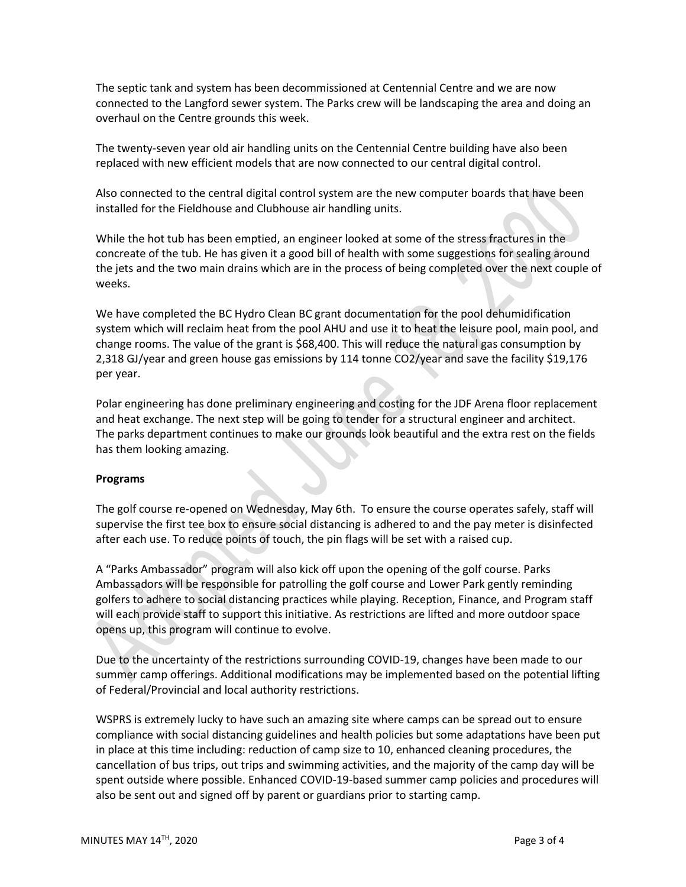The septic tank and system has been decommissioned at Centennial Centre and we are now connected to the Langford sewer system. The Parks crew will be landscaping the area and doing an overhaul on the Centre grounds this week.

The twenty-seven year old air handling units on the Centennial Centre building have also been replaced with new efficient models that are now connected to our central digital control.

Also connected to the central digital control system are the new computer boards that have been installed for the Fieldhouse and Clubhouse air handling units.

While the hot tub has been emptied, an engineer looked at some of the stress fractures in the concreate of the tub. He has given it a good bill of health with some suggestions for sealing around the jets and the two main drains which are in the process of being completed over the next couple of weeks.

We have completed the BC Hydro Clean BC grant documentation for the pool dehumidification system which will reclaim heat from the pool AHU and use it to heat the leisure pool, main pool, and change rooms. The value of the grant is $68,400. This will reduce the natural gas consumption by 2,318 GJ/year and green house gas emissions by 114 tonne $CO_2$/year and save the facility $19,176 per year.

Polar engineering has done preliminary engineering and costing for the JDF Arena floor replacement and heat exchange. The next step will be going to tender for a structural engineer and architect. The parks department continues to make our grounds look beautiful and the extra rest on the fields has them looking amazing.

**Programs**

The golf course re-opened on Wednesday, May 6th. To ensure the course operates safely, staff will supervise the first tee box to ensure social distancing is adhered to and the pay meter is disinfected after each use. To reduce points of touch, the pin flags will be set with a raised cup.

A "Parks Ambassador" program will also kick off upon the opening of the golf course. Parks Ambassadors will be responsible for patrolling the golf course and Lower Park gently reminding golfers to adhere to social distancing practices while playing. Reception, Finance, and Program staff will each provide staff to support this initiative. As restrictions are lifted and more outdoor space opens up, this program will continue to evolve.

Due to the uncertainty of the restrictions surrounding COVID-19, changes have been made to our summer camp offerings. Additional modifications may be implemented based on the potential lifting of Federal/Provincial and local authority restrictions.

WSPRS is extremely lucky to have such an amazing site where camps can be spread out to ensure compliance with social distancing guidelines and health policies but some adaptations have been put in place at this time including: reduction of camp size to 10, enhanced cleaning procedures, the cancellation of bus trips, out trips and swimming activities, and the majority of the camp day will be spent outside where possible. Enhanced COVID-19-based summer camp policies and procedures will also be sent out and signed off by parent or guardians prior to starting camp.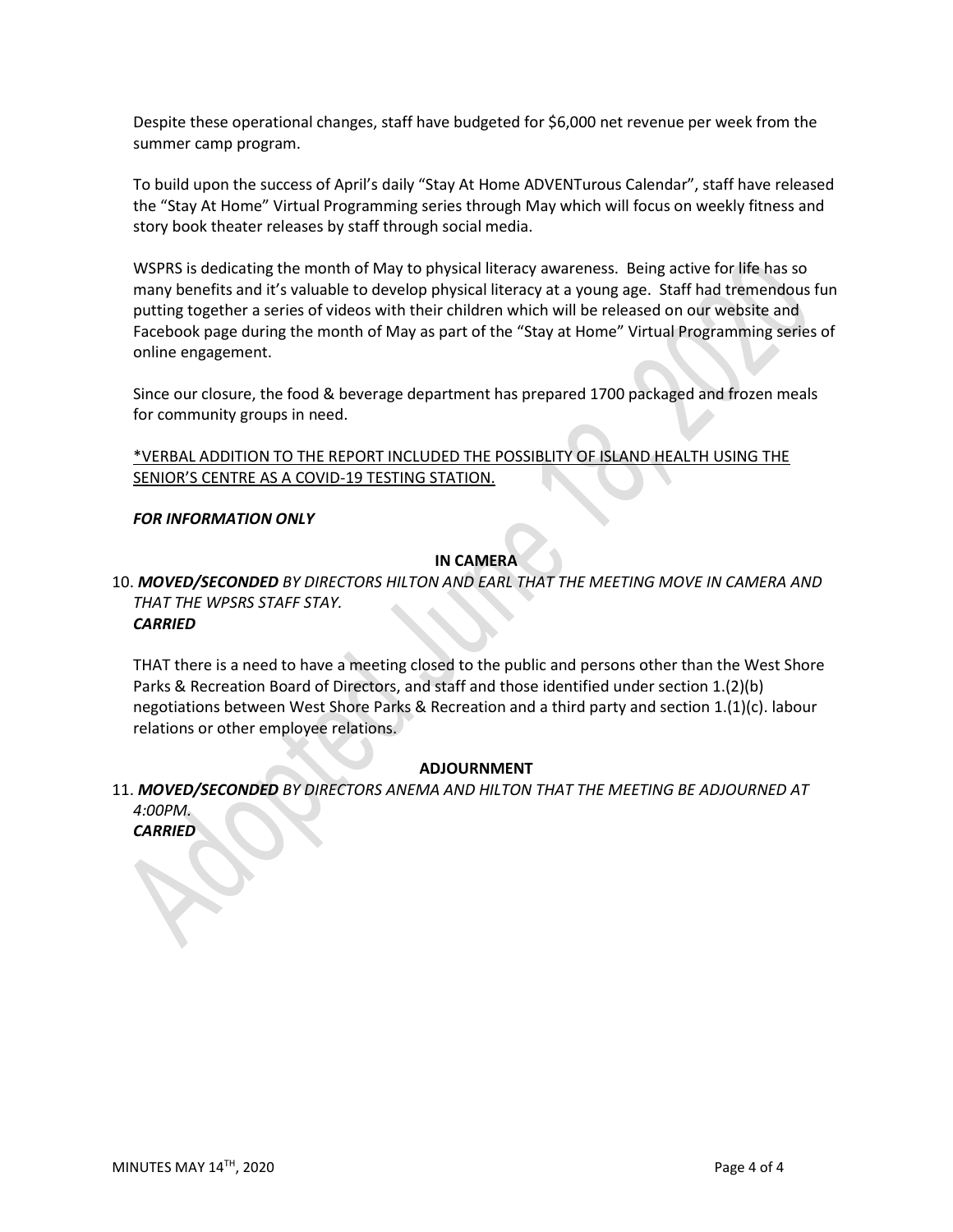Despite these operational changes, staff have budgeted for $6,000 net revenue per week from the summer camp program.

To build upon the success of April's daily "Stay At Home ADVENTurous Calendar", staff have released the "Stay At Home" Virtual Programming series through May which will focus on weekly fitness and story book theater releases by staff through social media.

WSPRS is dedicating the month of May to physical literacy awareness. Being active for life has so many benefits and it's valuable to develop physical literacy at a young age. Staff had tremendous fun putting together a series of videos with their children which will be released on our website and Facebook page during the month of May as part of the "Stay at Home" Virtual Programming series of online engagement.

Since our closure, the food & beverage department has prepared 1700 packaged and frozen meals for community groups in need.

<u>*VERBAL ADDITION TO THE REPORT INCLUDED THE POSSIBLITY OF ISLAND HEALTH USING THE SENIOR'S CENTRE AS A COVID-19 TESTING STATION.</u>

***FOR INFORMATION ONLY***

**IN CAMERA**

10. ***MOVED/SECONDED*** *BY DIRECTORS HILTON AND EARL THAT THE MEETING MOVE IN CAMERA AND THAT THE WPSRS STAFF STAY.*
    ***CARRIED***

    THAT there is a need to have a meeting closed to the public and persons other than the West Shore Parks & Recreation Board of Directors, and staff and those identified under section 1.(2)(b) negotiations between West Shore Parks & Recreation and a third party and section 1.(1)(c). labour relations or other employee relations.

**ADJOURNMENT**

11. ***MOVED/SECONDED*** *BY DIRECTORS ANEMA AND HILTON THAT THE MEETING BE ADJOURNED AT 4:00PM.*
    ***CARRIED***